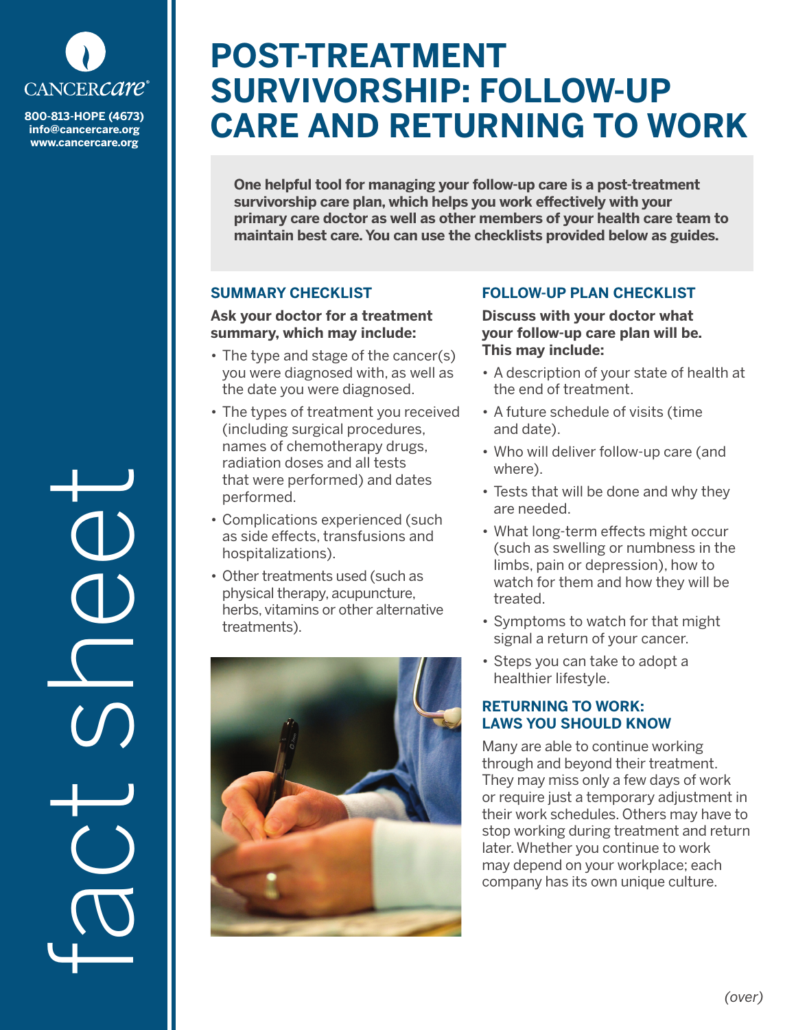CANCERcare®

800-813-HOPE (4673)
info@cancercare.org
www.cancercare.org

fact sheet

# POST-TREATMENT SURVIVORSHIP: FOLLOW-UP CARE AND RETURNING TO WORK

**One helpful tool for managing your follow-up care is a post-treatment survivorship care plan, which helps you work effectively with your primary care doctor as well as other members of your health care team to maintain best care. You can use the checklists provided below as guides.**

## SUMMARY CHECKLIST

**Ask your doctor for a treatment summary, which may include:**

- The type and stage of the cancer(s) you were diagnosed with, as well as the date you were diagnosed.
- The types of treatment you received (including surgical procedures, names of chemotherapy drugs, radiation doses and all tests that were performed) and dates performed.
- Complications experienced (such as side effects, transfusions and hospitalizations).
- Other treatments used (such as physical therapy, acupuncture, herbs, vitamins or other alternative treatments).

## FOLLOW-UP PLAN CHECKLIST

**Discuss with your doctor what your follow-up care plan will be. This may include:**

- A description of your state of health at the end of treatment.
- A future schedule of visits (time and date).
- Who will deliver follow-up care (and where).
- Tests that will be done and why they are needed.
- What long-term effects might occur (such as swelling or numbness in the limbs, pain or depression), how to watch for them and how they will be treated.
- Symptoms to watch for that might signal a return of your cancer.
- Steps you can take to adopt a healthier lifestyle.

## RETURNING TO WORK: LAWS YOU SHOULD KNOW

Many are able to continue working through and beyond their treatment. They may miss only a few days of work or require just a temporary adjustment in their work schedules. Others may have to stop working during treatment and return later. Whether you continue to work may depend on your workplace; each company has its own unique culture.

*(over)*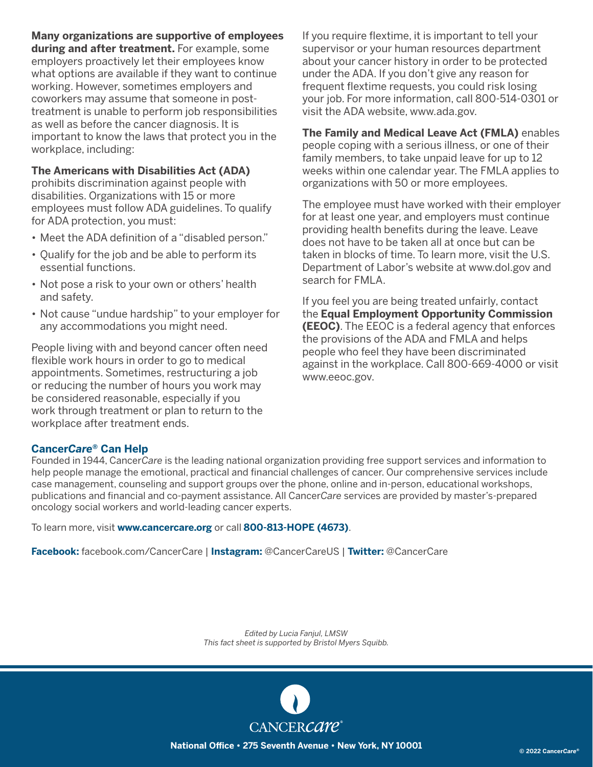**Many organizations are supportive of employees during and after treatment.** For example, some employers proactively let their employees know what options are available if they want to continue working. However, sometimes employers and coworkers may assume that someone in post-treatment is unable to perform job responsibilities as well as before the cancer diagnosis. It is important to know the laws that protect you in the workplace, including:

**The Americans with Disabilities Act (ADA)** prohibits discrimination against people with disabilities. Organizations with 15 or more employees must follow ADA guidelines. To qualify for ADA protection, you must:

- Meet the ADA definition of a "disabled person."
- Qualify for the job and be able to perform its essential functions.
- Not pose a risk to your own or others' health and safety.
- Not cause "undue hardship" to your employer for any accommodations you might need.

People living with and beyond cancer often need flexible work hours in order to go to medical appointments. Sometimes, restructuring a job or reducing the number of hours you work may be considered reasonable, especially if you work through treatment or plan to return to the workplace after treatment ends.

If you require flextime, it is important to tell your supervisor or your human resources department about your cancer history in order to be protected under the ADA. If you don't give any reason for frequent flextime requests, you could risk losing your job. For more information, call 800-514-0301 or visit the ADA website, www.ada.gov.

**The Family and Medical Leave Act (FMLA)** enables people coping with a serious illness, or one of their family members, to take unpaid leave for up to 12 weeks within one calendar year. The FMLA applies to organizations with 50 or more employees.

The employee must have worked with their employer for at least one year, and employers must continue providing health benefits during the leave. Leave does not have to be taken all at once but can be taken in blocks of time. To learn more, visit the U.S. Department of Labor's website at www.dol.gov and search for FMLA.

If you feel you are being treated unfairly, contact the **Equal Employment Opportunity Commission (EEOC)**. The EEOC is a federal agency that enforces the provisions of the ADA and FMLA and helps people who feel they have been discriminated against in the workplace. Call 800-669-4000 or visit www.eeoc.gov.

## Cancer*Care*® Can Help

Founded in 1944, Cancer*Care* is the leading national organization providing free support services and information to help people manage the emotional, practical and financial challenges of cancer. Our comprehensive services include case management, counseling and support groups over the phone, online and in-person, educational workshops, publications and financial and co-payment assistance. All Cancer*Care* services are provided by master's-prepared oncology social workers and world-leading cancer experts.

To learn more, visit **www.cancercare.org** or call **800-813-HOPE (4673)**.

**Facebook:** facebook.com/CancerCare | **Instagram:** @CancerCareUS | **Twitter:** @CancerCare

*Edited by Lucia Fanjul, LMSW*
*This fact sheet is supported by Bristol Myers Squibb.*

CANCER*care*®

**National Office • 275 Seventh Avenue • New York, NY 10001**

© 2022 Cancer*Care*®